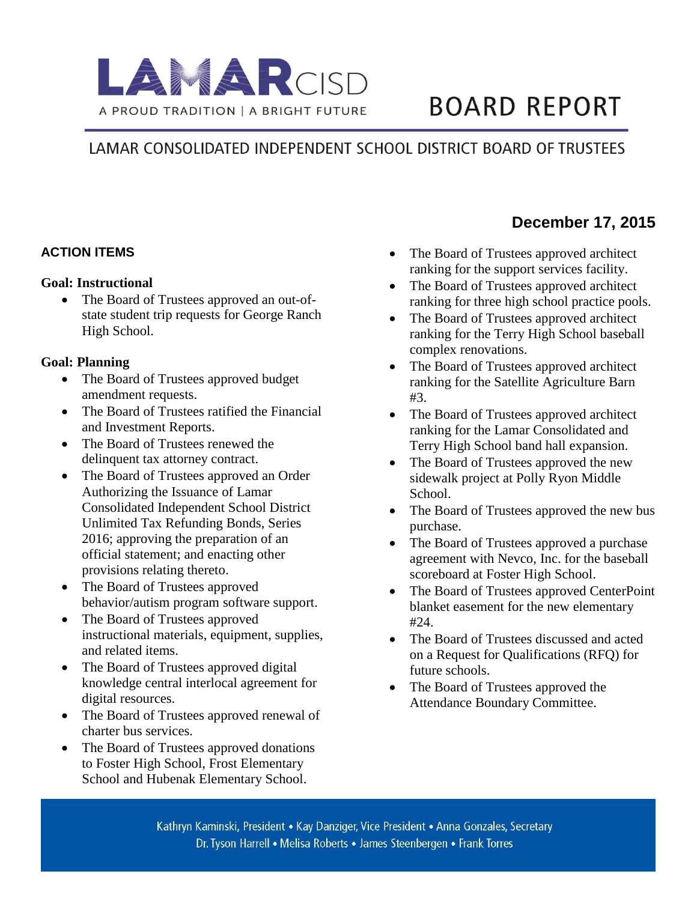# LAMAR CISD

A PROUD TRADITION | A BRIGHT FUTURE

# BOARD REPORT

## LAMAR CONSOLIDATED INDEPENDENT SCHOOL DISTRICT BOARD OF TRUSTEES

**December 17, 2015**

### ACTION ITEMS

**Goal: Instructional**

- The Board of Trustees approved an out-of-state student trip requests for George Ranch High School.

**Goal: Planning**

- The Board of Trustees approved budget amendment requests.
- The Board of Trustees ratified the Financial and Investment Reports.
- The Board of Trustees renewed the delinquent tax attorney contract.
- The Board of Trustees approved an Order Authorizing the Issuance of Lamar Consolidated Independent School District Unlimited Tax Refunding Bonds, Series 2016; approving the preparation of an official statement; and enacting other provisions relating thereto.
- The Board of Trustees approved behavior/autism program software support.
- The Board of Trustees approved instructional materials, equipment, supplies, and related items.
- The Board of Trustees approved digital knowledge central interlocal agreement for digital resources.
- The Board of Trustees approved renewal of charter bus services.
- The Board of Trustees approved donations to Foster High School, Frost Elementary School and Hubenak Elementary School.
- The Board of Trustees approved architect ranking for the support services facility.
- The Board of Trustees approved architect ranking for three high school practice pools.
- The Board of Trustees approved architect ranking for the Terry High School baseball complex renovations.
- The Board of Trustees approved architect ranking for the Satellite Agriculture Barn #3.
- The Board of Trustees approved architect ranking for the Lamar Consolidated and Terry High School band hall expansion.
- The Board of Trustees approved the new sidewalk project at Polly Ryon Middle School.
- The Board of Trustees approved the new bus purchase.
- The Board of Trustees approved a purchase agreement with Nevco, Inc. for the baseball scoreboard at Foster High School.
- The Board of Trustees approved CenterPoint blanket easement for the new elementary #24.
- The Board of Trustees discussed and acted on a Request for Qualifications (RFQ) for future schools.
- The Board of Trustees approved the Attendance Boundary Committee.

Kathryn Kaminski, President • Kay Danziger, Vice President • Anna Gonzales, Secretary
Dr. Tyson Harrell • Melisa Roberts • James Steenbergen • Frank Torres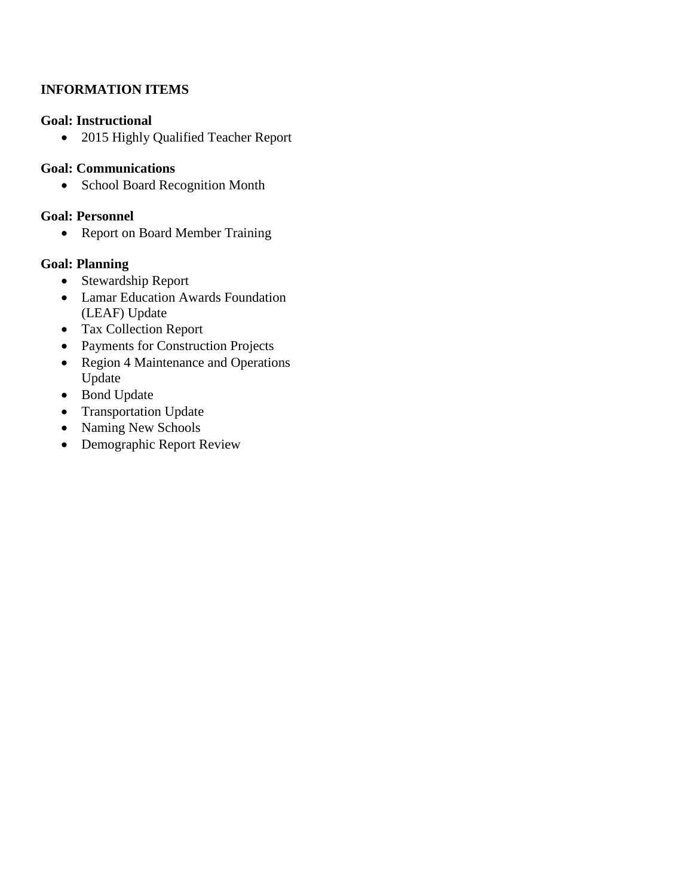**INFORMATION ITEMS**

**Goal: Instructional**

- 2015 Highly Qualified Teacher Report

**Goal: Communications**

- School Board Recognition Month

**Goal: Personnel**

- Report on Board Member Training

**Goal: Planning**

- Stewardship Report
- Lamar Education Awards Foundation (LEAF) Update
- Tax Collection Report
- Payments for Construction Projects
- Region 4 Maintenance and Operations Update
- Bond Update
- Transportation Update
- Naming New Schools
- Demographic Report Review